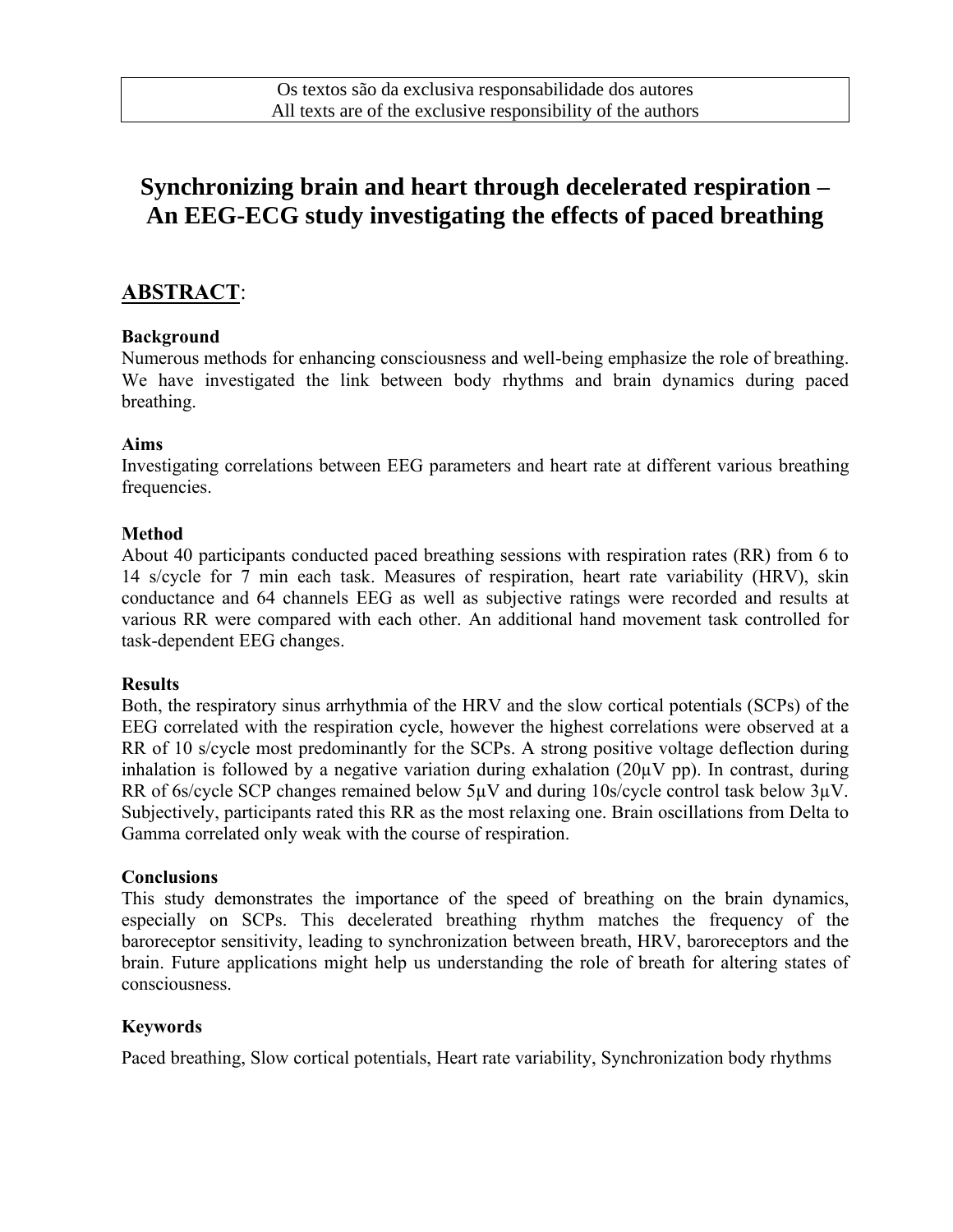Os textos são da exclusiva responsabilidade dos autores
All texts are of the exclusive responsibility of the authors

# Synchronizing brain and heart through decelerated respiration – An EEG-ECG study investigating the effects of paced breathing

## ABSTRACT:

### Background

Numerous methods for enhancing consciousness and well-being emphasize the role of breathing. We have investigated the link between body rhythms and brain dynamics during paced breathing.

### Aims

Investigating correlations between EEG parameters and heart rate at different various breathing frequencies.

### Method

About 40 participants conducted paced breathing sessions with respiration rates (RR) from 6 to 14 s/cycle for 7 min each task. Measures of respiration, heart rate variability (HRV), skin conductance and 64 channels EEG as well as subjective ratings were recorded and results at various RR were compared with each other. An additional hand movement task controlled for task-dependent EEG changes.

### Results

Both, the respiratory sinus arrhythmia of the HRV and the slow cortical potentials (SCPs) of the EEG correlated with the respiration cycle, however the highest correlations were observed at a RR of 10 s/cycle most predominantly for the SCPs. A strong positive voltage deflection during inhalation is followed by a negative variation during exhalation (20µV pp). In contrast, during RR of 6s/cycle SCP changes remained below 5µV and during 10s/cycle control task below 3µV. Subjectively, participants rated this RR as the most relaxing one. Brain oscillations from Delta to Gamma correlated only weak with the course of respiration.

### Conclusions

This study demonstrates the importance of the speed of breathing on the brain dynamics, especially on SCPs. This decelerated breathing rhythm matches the frequency of the baroreceptor sensitivity, leading to synchronization between breath, HRV, baroreceptors and the brain. Future applications might help us understanding the role of breath for altering states of consciousness.

### Keywords

Paced breathing, Slow cortical potentials, Heart rate variability, Synchronization body rhythms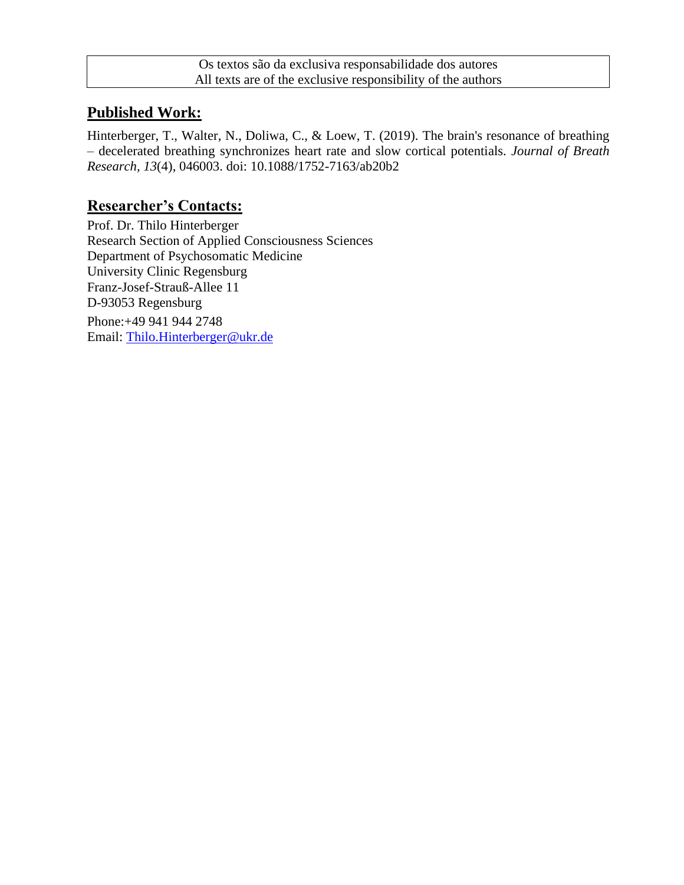Os textos são da exclusiva responsabilidade dos autores
All texts are of the exclusive responsibility of the authors

## Published Work:

Hinterberger, T., Walter, N., Doliwa, C., & Loew, T. (2019). The brain's resonance of breathing – decelerated breathing synchronizes heart rate and slow cortical potentials. *Journal of Breath Research*, *13*(4), 046003. doi: 10.1088/1752-7163/ab20b2

## Researcher's Contacts:

Prof. Dr. Thilo Hinterberger
Research Section of Applied Consciousness Sciences
Department of Psychosomatic Medicine
University Clinic Regensburg
Franz-Josef-Strauß-Allee 11
D-93053 Regensburg
Phone:+49 941 944 2748
Email: Thilo.Hinterberger@ukr.de